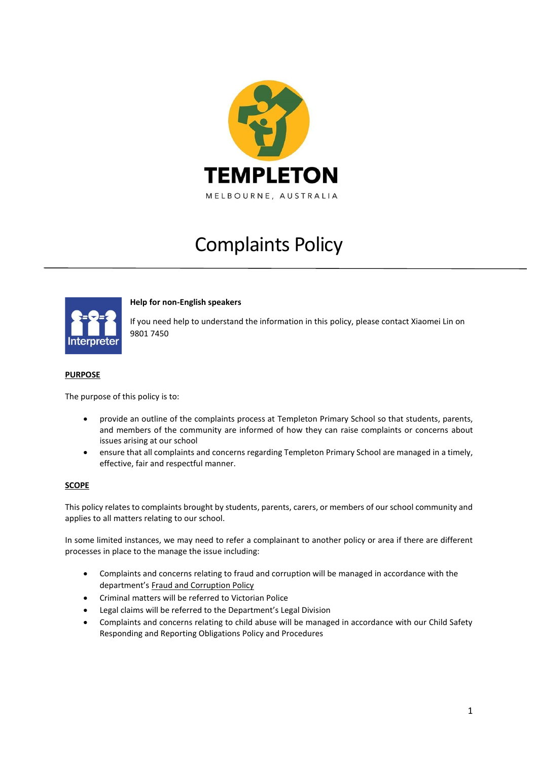TEMPLETON

MELBOURNE, AUSTRALIA

# Complaints Policy

**Help for non-English speakers**

If you need help to understand the information in this policy, please contact Xiaomei Lin on 9801 7450

## PURPOSE

The purpose of this policy is to:

- provide an outline of the complaints process at Templeton Primary School so that students, parents, and members of the community are informed of how they can raise complaints or concerns about issues arising at our school
- ensure that all complaints and concerns regarding Templeton Primary School are managed in a timely, effective, fair and respectful manner.

## SCOPE

This policy relates to complaints brought by students, parents, carers, or members of our school community and applies to all matters relating to our school.

In some limited instances, we may need to refer a complainant to another policy or area if there are different processes in place to the manage the issue including:

- Complaints and concerns relating to fraud and corruption will be managed in accordance with the department's Fraud and Corruption Policy
- Criminal matters will be referred to Victorian Police
- Legal claims will be referred to the Department's Legal Division
- Complaints and concerns relating to child abuse will be managed in accordance with our Child Safety Responding and Reporting Obligations Policy and Procedures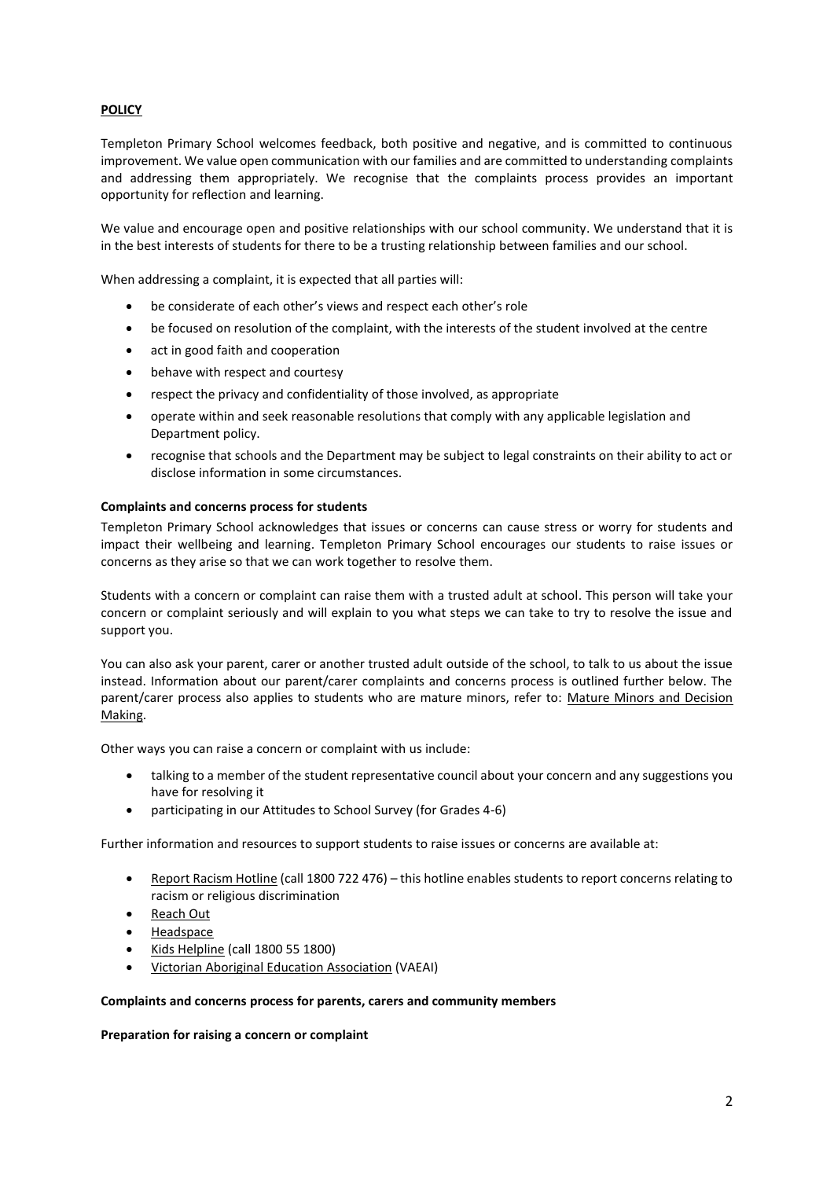## POLICY

Templeton Primary School welcomes feedback, both positive and negative, and is committed to continuous improvement. We value open communication with our families and are committed to understanding complaints and addressing them appropriately. We recognise that the complaints process provides an important opportunity for reflection and learning.

We value and encourage open and positive relationships with our school community. We understand that it is in the best interests of students for there to be a trusting relationship between families and our school.

When addressing a complaint, it is expected that all parties will:

- be considerate of each other's views and respect each other's role
- be focused on resolution of the complaint, with the interests of the student involved at the centre
- act in good faith and cooperation
- behave with respect and courtesy
- respect the privacy and confidentiality of those involved, as appropriate
- operate within and seek reasonable resolutions that comply with any applicable legislation and Department policy.
- recognise that schools and the Department may be subject to legal constraints on their ability to act or disclose information in some circumstances.

**Complaints and concerns process for students**

Templeton Primary School acknowledges that issues or concerns can cause stress or worry for students and impact their wellbeing and learning. Templeton Primary School encourages our students to raise issues or concerns as they arise so that we can work together to resolve them.

Students with a concern or complaint can raise them with a trusted adult at school. This person will take your concern or complaint seriously and will explain to you what steps we can take to try to resolve the issue and support you.

You can also ask your parent, carer or another trusted adult outside of the school, to talk to us about the issue instead. Information about our parent/carer complaints and concerns process is outlined further below. The parent/carer process also applies to students who are mature minors, refer to: Mature Minors and Decision Making.

Other ways you can raise a concern or complaint with us include:

- talking to a member of the student representative council about your concern and any suggestions you have for resolving it
- participating in our Attitudes to School Survey (for Grades 4-6)

Further information and resources to support students to raise issues or concerns are available at:

- Report Racism Hotline (call 1800 722 476) – this hotline enables students to report concerns relating to racism or religious discrimination
- Reach Out
- Headspace
- Kids Helpline (call 1800 55 1800)
- Victorian Aboriginal Education Association (VAEAI)

**Complaints and concerns process for parents, carers and community members**

**Preparation for raising a concern or complaint**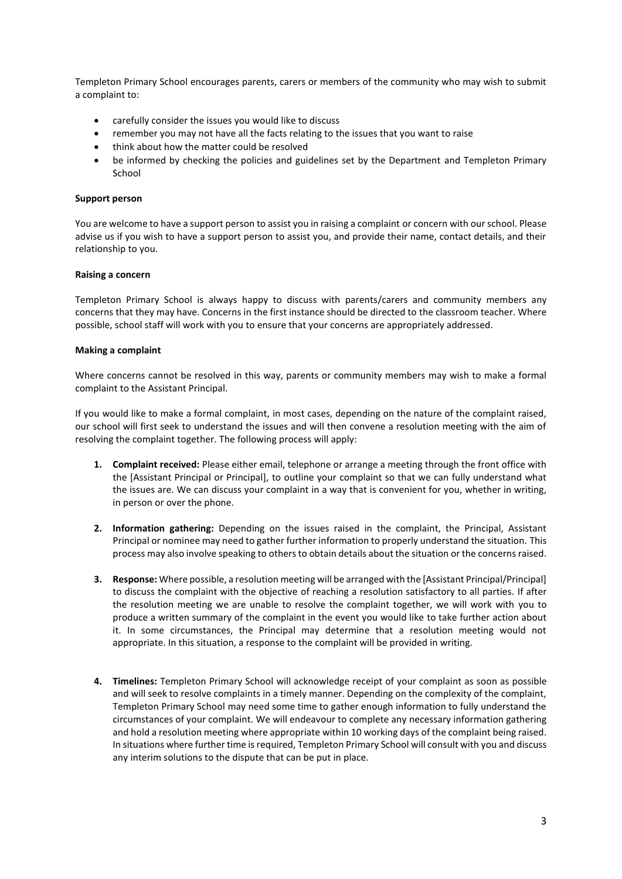Templeton Primary School encourages parents, carers or members of the community who may wish to submit a complaint to:

- carefully consider the issues you would like to discuss
- remember you may not have all the facts relating to the issues that you want to raise
- think about how the matter could be resolved
- be informed by checking the policies and guidelines set by the Department and Templeton Primary School

**Support person**

You are welcome to have a support person to assist you in raising a complaint or concern with our school. Please advise us if you wish to have a support person to assist you, and provide their name, contact details, and their relationship to you.

**Raising a concern**

Templeton Primary School is always happy to discuss with parents/carers and community members any concerns that they may have. Concerns in the first instance should be directed to the classroom teacher. Where possible, school staff will work with you to ensure that your concerns are appropriately addressed.

**Making a complaint**

Where concerns cannot be resolved in this way, parents or community members may wish to make a formal complaint to the Assistant Principal.

If you would like to make a formal complaint, in most cases, depending on the nature of the complaint raised, our school will first seek to understand the issues and will then convene a resolution meeting with the aim of resolving the complaint together. The following process will apply:

1. **Complaint received:** Please either email, telephone or arrange a meeting through the front office with the [Assistant Principal or Principal], to outline your complaint so that we can fully understand what the issues are. We can discuss your complaint in a way that is convenient for you, whether in writing, in person or over the phone.

2. **Information gathering:** Depending on the issues raised in the complaint, the Principal, Assistant Principal or nominee may need to gather further information to properly understand the situation. This process may also involve speaking to others to obtain details about the situation or the concerns raised.

3. **Response:** Where possible, a resolution meeting will be arranged with the [Assistant Principal/Principal] to discuss the complaint with the objective of reaching a resolution satisfactory to all parties. If after the resolution meeting we are unable to resolve the complaint together, we will work with you to produce a written summary of the complaint in the event you would like to take further action about it. In some circumstances, the Principal may determine that a resolution meeting would not appropriate. In this situation, a response to the complaint will be provided in writing.

4. **Timelines:** Templeton Primary School will acknowledge receipt of your complaint as soon as possible and will seek to resolve complaints in a timely manner. Depending on the complexity of the complaint, Templeton Primary School may need some time to gather enough information to fully understand the circumstances of your complaint. We will endeavour to complete any necessary information gathering and hold a resolution meeting where appropriate within 10 working days of the complaint being raised. In situations where further time is required, Templeton Primary School will consult with you and discuss any interim solutions to the dispute that can be put in place.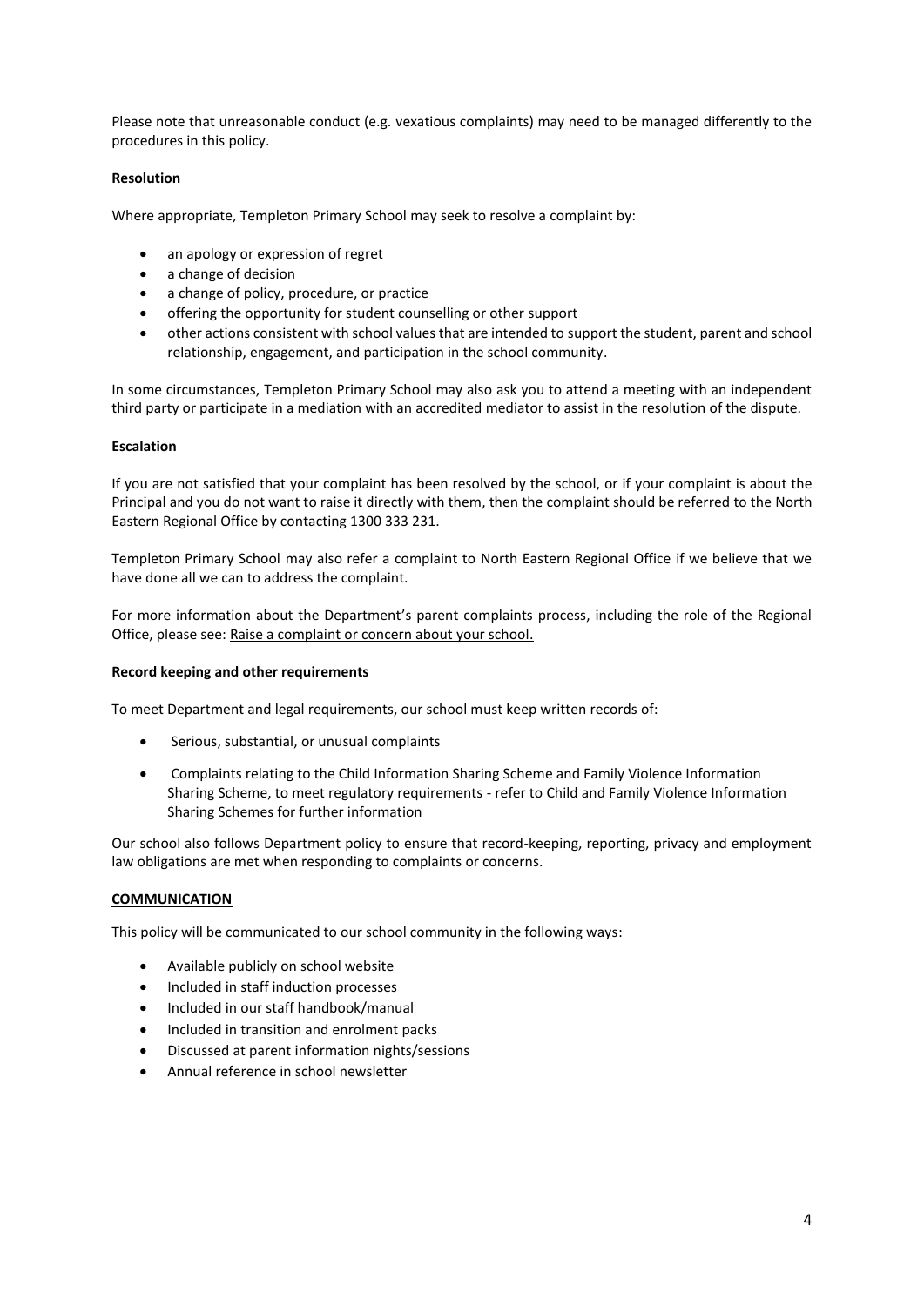Please note that unreasonable conduct (e.g. vexatious complaints) may need to be managed differently to the procedures in this policy.

**Resolution**

Where appropriate, Templeton Primary School may seek to resolve a complaint by:

- an apology or expression of regret
- a change of decision
- a change of policy, procedure, or practice
- offering the opportunity for student counselling or other support
- other actions consistent with school values that are intended to support the student, parent and school relationship, engagement, and participation in the school community.

In some circumstances, Templeton Primary School may also ask you to attend a meeting with an independent third party or participate in a mediation with an accredited mediator to assist in the resolution of the dispute.

**Escalation**

If you are not satisfied that your complaint has been resolved by the school, or if your complaint is about the Principal and you do not want to raise it directly with them, then the complaint should be referred to the North Eastern Regional Office by contacting 1300 333 231.

Templeton Primary School may also refer a complaint to North Eastern Regional Office if we believe that we have done all we can to address the complaint.

For more information about the Department's parent complaints process, including the role of the Regional Office, please see: Raise a complaint or concern about your school.

**Record keeping and other requirements**

To meet Department and legal requirements, our school must keep written records of:

- Serious, substantial, or unusual complaints
- Complaints relating to the Child Information Sharing Scheme and Family Violence Information Sharing Scheme, to meet regulatory requirements - refer to Child and Family Violence Information Sharing Schemes for further information

Our school also follows Department policy to ensure that record-keeping, reporting, privacy and employment law obligations are met when responding to complaints or concerns.

## COMMUNICATION

This policy will be communicated to our school community in the following ways:

- Available publicly on school website
- Included in staff induction processes
- Included in our staff handbook/manual
- Included in transition and enrolment packs
- Discussed at parent information nights/sessions
- Annual reference in school newsletter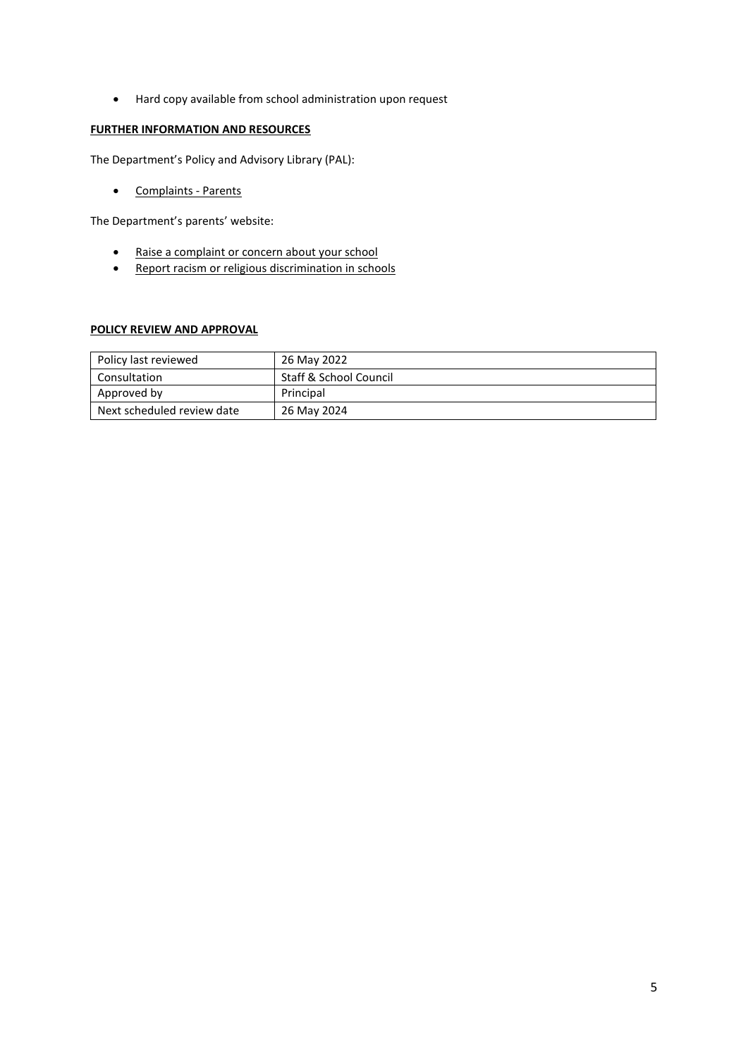- Hard copy available from school administration upon request

**FURTHER INFORMATION AND RESOURCES**

The Department's Policy and Advisory Library (PAL):

- Complaints - Parents

The Department's parents' website:

- Raise a complaint or concern about your school
- Report racism or religious discrimination in schools

**POLICY REVIEW AND APPROVAL**

| | |
|---|---|
| Policy last reviewed | 26 May 2022 |
| Consultation | Staff & School Council |
| Approved by | Principal |
| Next scheduled review date | 26 May 2024 |